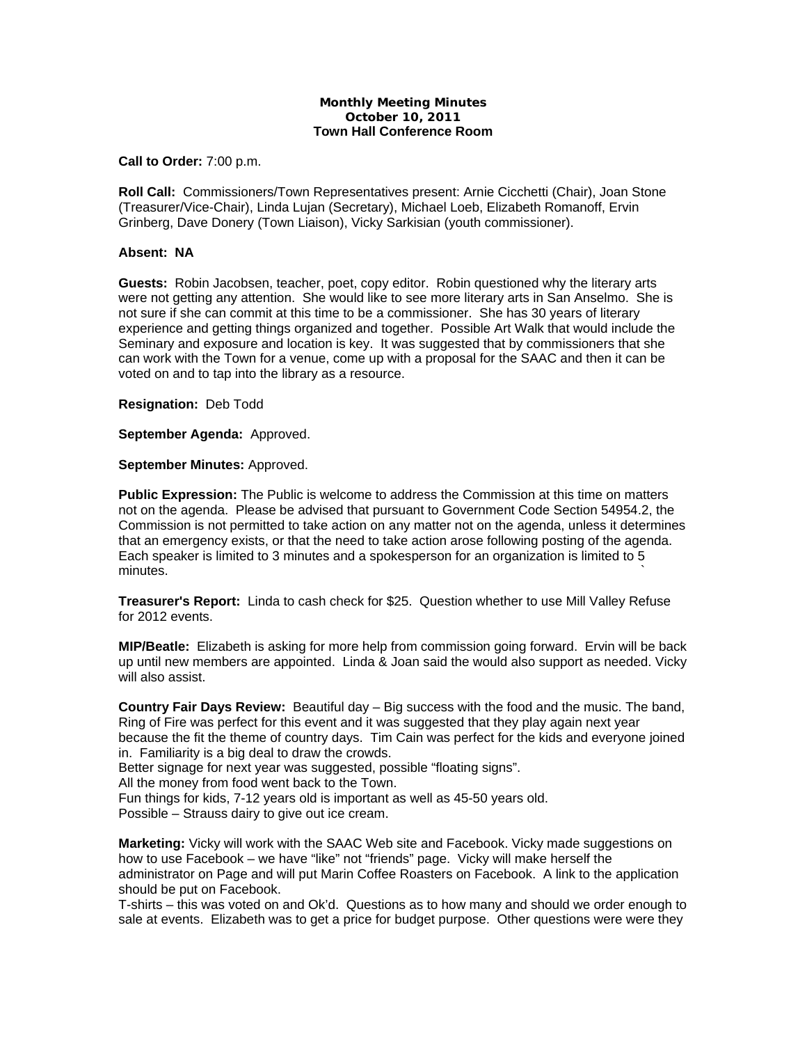**Monthly Meeting Minutes**
**October 10, 2011**
**Town Hall Conference Room**

**Call to Order:** 7:00 p.m.

**Roll Call:** Commissioners/Town Representatives present: Arnie Cicchetti (Chair), Joan Stone (Treasurer/Vice-Chair), Linda Lujan (Secretary), Michael Loeb, Elizabeth Romanoff, Ervin Grinberg, Dave Donery (Town Liaison), Vicky Sarkisian (youth commissioner).

**Absent:** NA

**Guests:** Robin Jacobsen, teacher, poet, copy editor. Robin questioned why the literary arts were not getting any attention. She would like to see more literary arts in San Anselmo. She is not sure if she can commit at this time to be a commissioner. She has 30 years of literary experience and getting things organized and together. Possible Art Walk that would include the Seminary and exposure and location is key. It was suggested that by commissioners that she can work with the Town for a venue, come up with a proposal for the SAAC and then it can be voted on and to tap into the library as a resource.

**Resignation:** Deb Todd

**September Agenda:** Approved.

**September Minutes:** Approved.

**Public Expression:** The Public is welcome to address the Commission at this time on matters not on the agenda. Please be advised that pursuant to Government Code Section 54954.2, the Commission is not permitted to take action on any matter not on the agenda, unless it determines that an emergency exists, or that the need to take action arose following posting of the agenda. Each speaker is limited to 3 minutes and a spokesperson for an organization is limited to 5 minutes.

**Treasurer's Report:** Linda to cash check for $25. Question whether to use Mill Valley Refuse for 2012 events.

**MIP/Beatle:** Elizabeth is asking for more help from commission going forward. Ervin will be back up until new members are appointed. Linda & Joan said the would also support as needed. Vicky will also assist.

**Country Fair Days Review:** Beautiful day – Big success with the food and the music. The band, Ring of Fire was perfect for this event and it was suggested that they play again next year because the fit the theme of country days. Tim Cain was perfect for the kids and everyone joined in. Familiarity is a big deal to draw the crowds.
Better signage for next year was suggested, possible "floating signs".
All the money from food went back to the Town.
Fun things for kids, 7-12 years old is important as well as 45-50 years old.
Possible – Strauss dairy to give out ice cream.

**Marketing:** Vicky will work with the SAAC Web site and Facebook. Vicky made suggestions on how to use Facebook – we have "like" not "friends" page. Vicky will make herself the administrator on Page and will put Marin Coffee Roasters on Facebook. A link to the application should be put on Facebook.
T-shirts – this was voted on and Ok'd. Questions as to how many and should we order enough to sale at events. Elizabeth was to get a price for budget purpose. Other questions were were they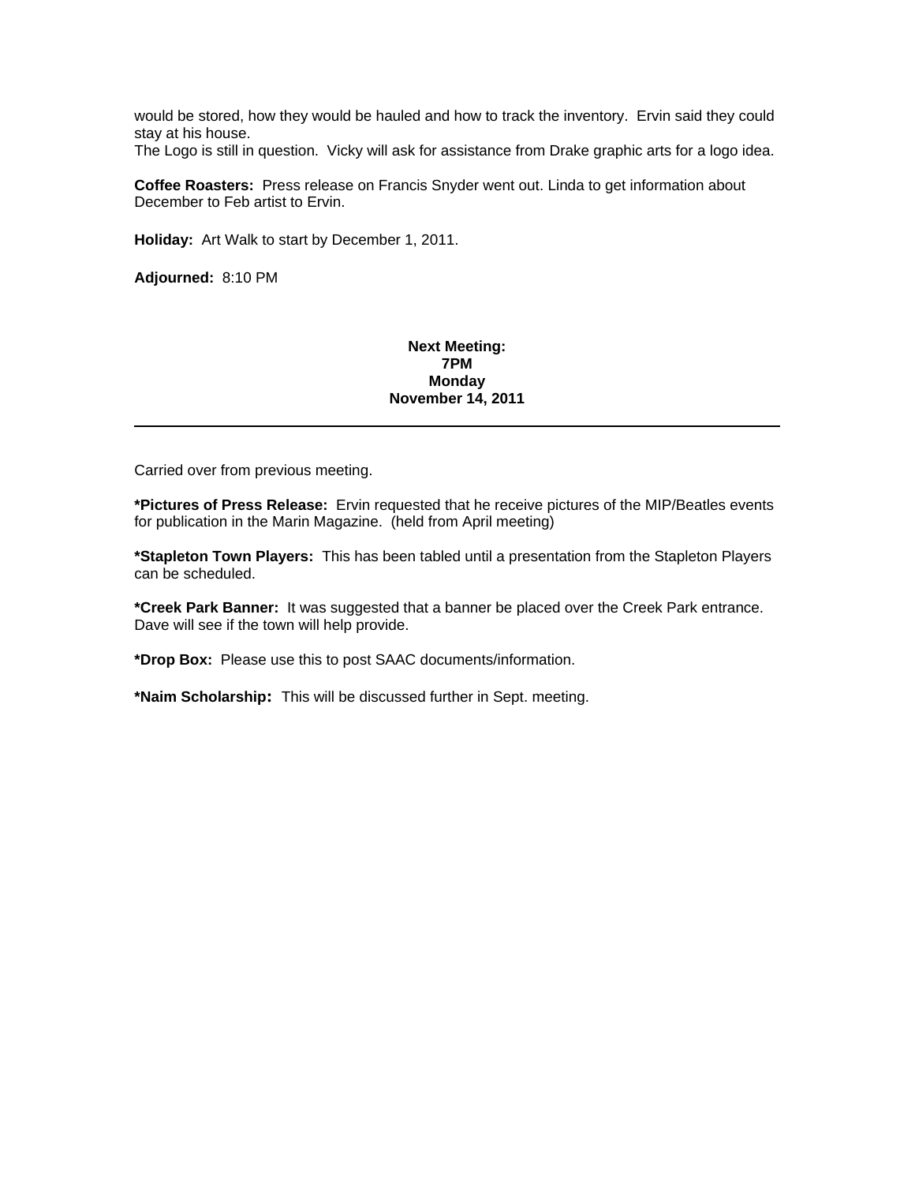would be stored, how they would be hauled and how to track the inventory. Ervin said they could stay at his house.
The Logo is still in question. Vicky will ask for assistance from Drake graphic arts for a logo idea.

**Coffee Roasters:** Press release on Francis Snyder went out. Linda to get information about December to Feb artist to Ervin.

**Holiday:** Art Walk to start by December 1, 2011.

**Adjourned:** 8:10 PM

**Next Meeting:**
**7PM**
**Monday**
**November 14, 2011**

---

Carried over from previous meeting.

***Pictures of Press Release:** Ervin requested that he receive pictures of the MIP/Beatles events for publication in the Marin Magazine. (held from April meeting)

***Stapleton Town Players:** This has been tabled until a presentation from the Stapleton Players can be scheduled.

***Creek Park Banner:** It was suggested that a banner be placed over the Creek Park entrance. Dave will see if the town will help provide.

***Drop Box:** Please use this to post SAAC documents/information.

***Naim Scholarship:** This will be discussed further in Sept. meeting.